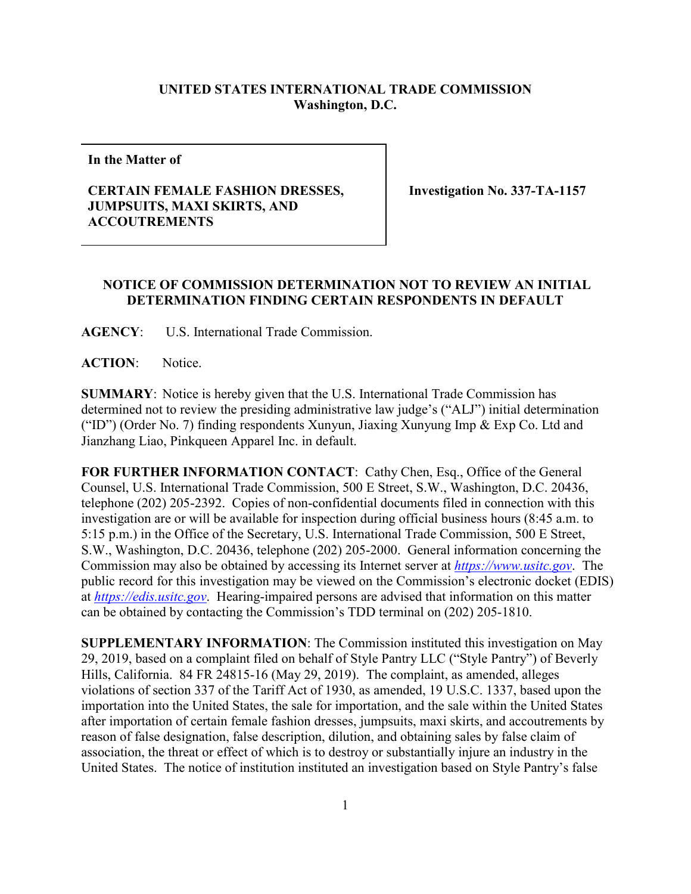**UNITED STATES INTERNATIONAL TRADE COMMISSION**
**Washington, D.C.**

**In the Matter of**

**CERTAIN FEMALE FASHION DRESSES, JUMPSUITS, MAXI SKIRTS, AND ACCOUTREMENTS**

**Investigation No. 337-TA-1157**

**NOTICE OF COMMISSION DETERMINATION NOT TO REVIEW AN INITIAL DETERMINATION FINDING CERTAIN RESPONDENTS IN DEFAULT**

**AGENCY**: U.S. International Trade Commission.

**ACTION**: Notice.

**SUMMARY**: Notice is hereby given that the U.S. International Trade Commission has determined not to review the presiding administrative law judge's ("ALJ") initial determination ("ID") (Order No. 7) finding respondents Xunyun, Jiaxing Xunyung Imp & Exp Co. Ltd and Jianzhang Liao, Pinkqueen Apparel Inc. in default.

**FOR FURTHER INFORMATION CONTACT**: Cathy Chen, Esq., Office of the General Counsel, U.S. International Trade Commission, 500 E Street, S.W., Washington, D.C. 20436, telephone (202) 205-2392. Copies of non-confidential documents filed in connection with this investigation are or will be available for inspection during official business hours (8:45 a.m. to 5:15 p.m.) in the Office of the Secretary, U.S. International Trade Commission, 500 E Street, S.W., Washington, D.C. 20436, telephone (202) 205-2000. General information concerning the Commission may also be obtained by accessing its Internet server at *https://www.usitc.gov*. The public record for this investigation may be viewed on the Commission's electronic docket (EDIS) at *https://edis.usitc.gov*. Hearing-impaired persons are advised that information on this matter can be obtained by contacting the Commission's TDD terminal on (202) 205-1810.

**SUPPLEMENTARY INFORMATION**: The Commission instituted this investigation on May 29, 2019, based on a complaint filed on behalf of Style Pantry LLC ("Style Pantry") of Beverly Hills, California. 84 FR 24815-16 (May 29, 2019). The complaint, as amended, alleges violations of section 337 of the Tariff Act of 1930, as amended, 19 U.S.C. 1337, based upon the importation into the United States, the sale for importation, and the sale within the United States after importation of certain female fashion dresses, jumpsuits, maxi skirts, and accoutrements by reason of false designation, false description, dilution, and obtaining sales by false claim of association, the threat or effect of which is to destroy or substantially injure an industry in the United States. The notice of institution instituted an investigation based on Style Pantry's false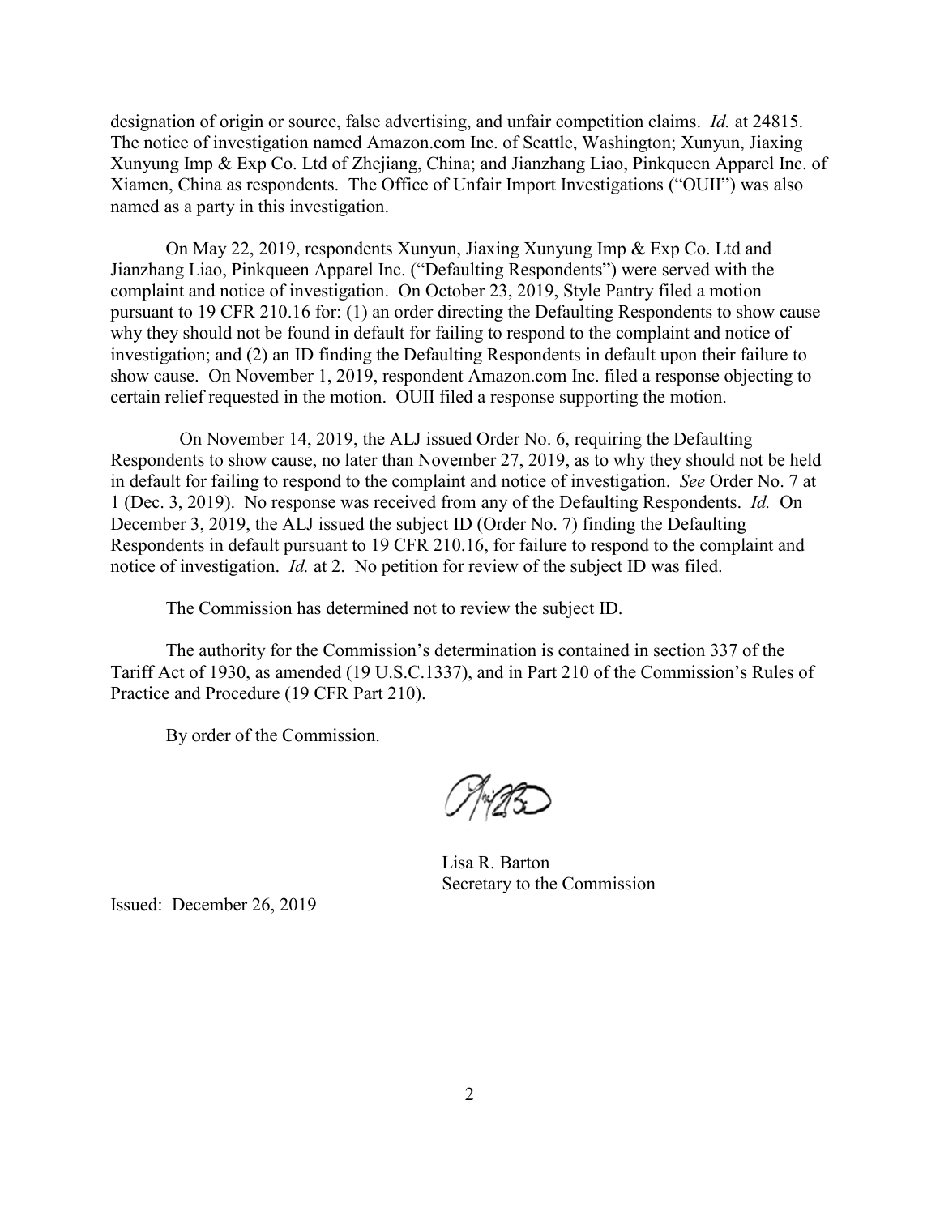designation of origin or source, false advertising, and unfair competition claims. *Id.* at 24815. The notice of investigation named Amazon.com Inc. of Seattle, Washington; Xunyun, Jiaxing Xunyung Imp & Exp Co. Ltd of Zhejiang, China; and Jianzhang Liao, Pinkqueen Apparel Inc. of Xiamen, China as respondents. The Office of Unfair Import Investigations ("OUII") was also named as a party in this investigation.

On May 22, 2019, respondents Xunyun, Jiaxing Xunyung Imp & Exp Co. Ltd and Jianzhang Liao, Pinkqueen Apparel Inc. ("Defaulting Respondents") were served with the complaint and notice of investigation. On October 23, 2019, Style Pantry filed a motion pursuant to 19 CFR 210.16 for: (1) an order directing the Defaulting Respondents to show cause why they should not be found in default for failing to respond to the complaint and notice of investigation; and (2) an ID finding the Defaulting Respondents in default upon their failure to show cause. On November 1, 2019, respondent Amazon.com Inc. filed a response objecting to certain relief requested in the motion. OUII filed a response supporting the motion.

On November 14, 2019, the ALJ issued Order No. 6, requiring the Defaulting Respondents to show cause, no later than November 27, 2019, as to why they should not be held in default for failing to respond to the complaint and notice of investigation. *See* Order No. 7 at 1 (Dec. 3, 2019). No response was received from any of the Defaulting Respondents. *Id.* On December 3, 2019, the ALJ issued the subject ID (Order No. 7) finding the Defaulting Respondents in default pursuant to 19 CFR 210.16, for failure to respond to the complaint and notice of investigation. *Id.* at 2. No petition for review of the subject ID was filed.

The Commission has determined not to review the subject ID.

The authority for the Commission's determination is contained in section 337 of the Tariff Act of 1930, as amended (19 U.S.C.1337), and in Part 210 of the Commission's Rules of Practice and Procedure (19 CFR Part 210).

By order of the Commission.

Lisa R. Barton
Secretary to the Commission

Issued: December 26, 2019